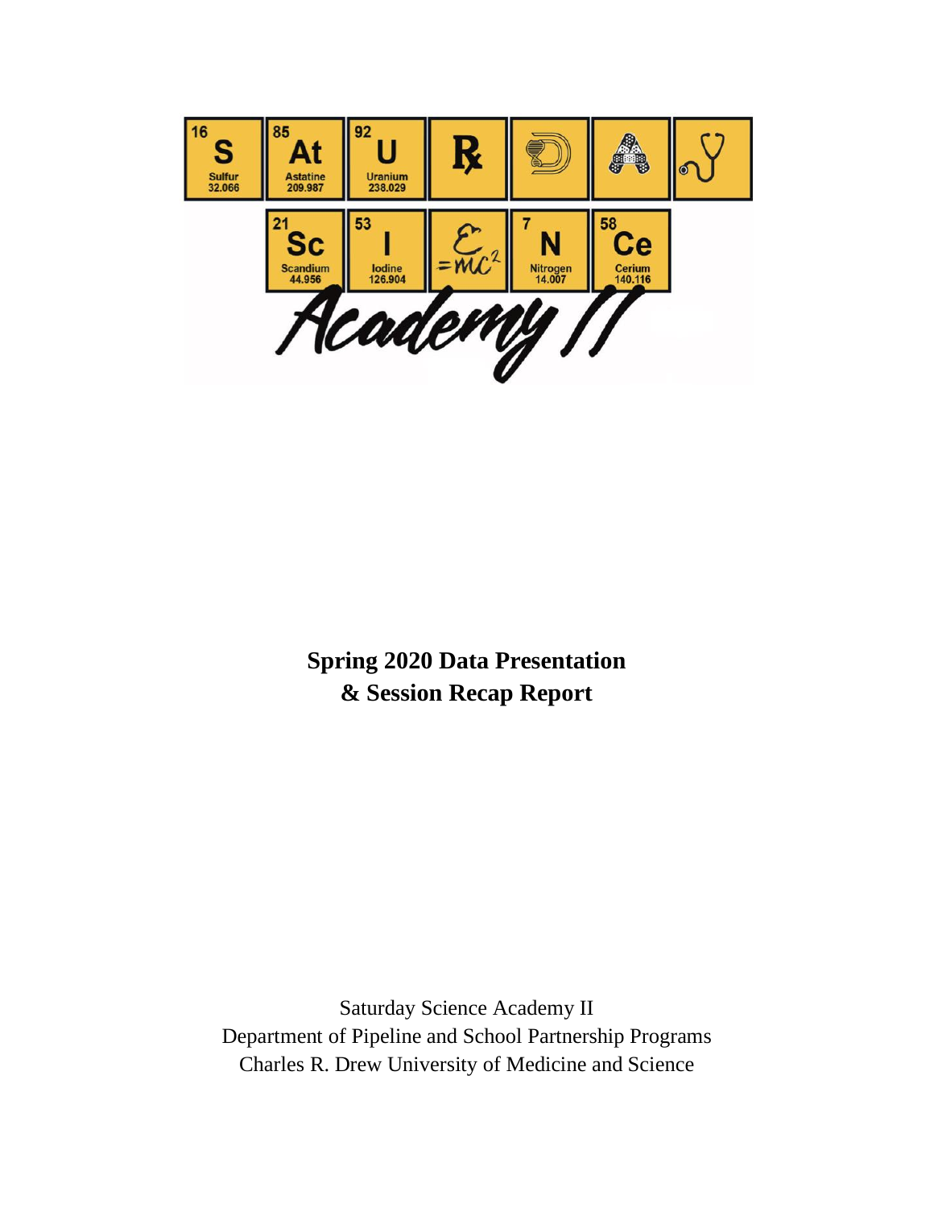# Spring 2020 Data Presentation & Session Recap Report

Saturday Science Academy II
Department of Pipeline and School Partnership Programs
Charles R. Drew University of Medicine and Science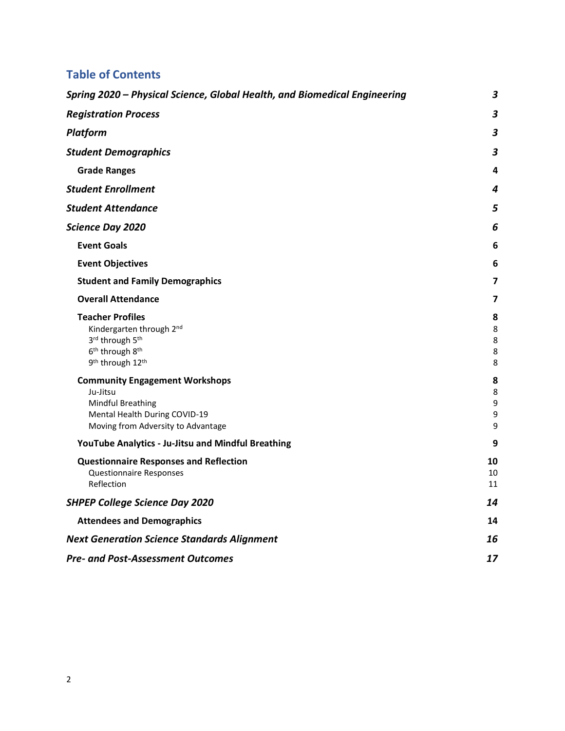## Table of Contents

| | |
|---|---|
| ***Spring 2020 – Physical Science, Global Health, and Biomedical Engineering*** | ***3*** |
| ***Registration Process*** | ***3*** |
| ***Platform*** | ***3*** |
| ***Student Demographics*** | ***3*** |
| **Grade Ranges** | **4** |
| ***Student Enrollment*** | ***4*** |
| ***Student Attendance*** | ***5*** |
| ***Science Day 2020*** | ***6*** |
| **Event Goals** | **6** |
| **Event Objectives** | **6** |
| **Student and Family Demographics** | **7** |
| **Overall Attendance** | **7** |
| **Teacher Profiles** | **8** |
| Kindergarten through 2nd | 8 |
| 3rd through 5th | 8 |
| 6th through 8th | 8 |
| 9th through 12th | 8 |
| **Community Engagement Workshops** | **8** |
| Ju-Jitsu | 8 |
| Mindful Breathing | 9 |
| Mental Health During COVID-19 | 9 |
| Moving from Adversity to Advantage | 9 |
| **YouTube Analytics - Ju-Jitsu and Mindful Breathing** | **9** |
| **Questionnaire Responses and Reflection** | **10** |
| Questionnaire Responses | 10 |
| Reflection | 11 |
| ***SHPEP College Science Day 2020*** | ***14*** |
| **Attendees and Demographics** | **14** |
| ***Next Generation Science Standards Alignment*** | ***16*** |
| ***Pre- and Post-Assessment Outcomes*** | ***17*** |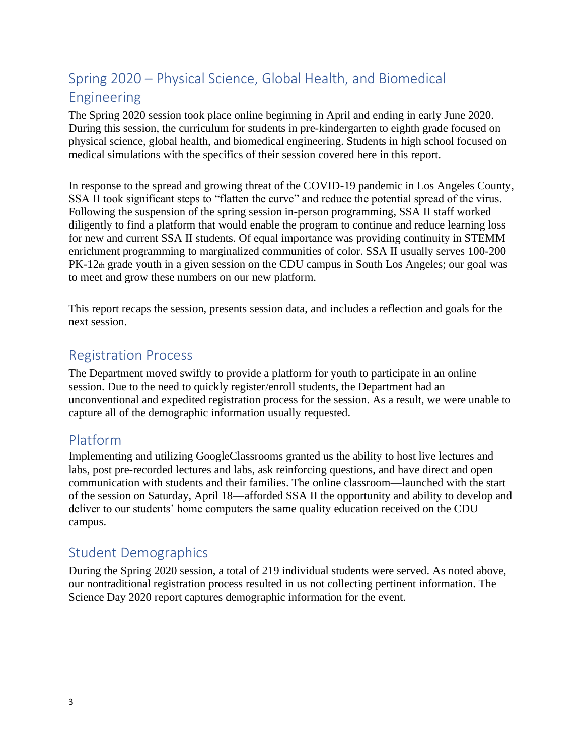## Spring 2020 – Physical Science, Global Health, and Biomedical Engineering

The Spring 2020 session took place online beginning in April and ending in early June 2020. During this session, the curriculum for students in pre-kindergarten to eighth grade focused on physical science, global health, and biomedical engineering. Students in high school focused on medical simulations with the specifics of their session covered here in this report.

In response to the spread and growing threat of the COVID-19 pandemic in Los Angeles County, SSA II took significant steps to "flatten the curve" and reduce the potential spread of the virus. Following the suspension of the spring session in-person programming, SSA II staff worked diligently to find a platform that would enable the program to continue and reduce learning loss for new and current SSA II students. Of equal importance was providing continuity in STEMM enrichment programming to marginalized communities of color. SSA II usually serves 100-200 PK-12th grade youth in a given session on the CDU campus in South Los Angeles; our goal was to meet and grow these numbers on our new platform.

This report recaps the session, presents session data, and includes a reflection and goals for the next session.

## Registration Process

The Department moved swiftly to provide a platform for youth to participate in an online session. Due to the need to quickly register/enroll students, the Department had an unconventional and expedited registration process for the session. As a result, we were unable to capture all of the demographic information usually requested.

## Platform

Implementing and utilizing GoogleClassrooms granted us the ability to host live lectures and labs, post pre-recorded lectures and labs, ask reinforcing questions, and have direct and open communication with students and their families. The online classroom—launched with the start of the session on Saturday, April 18—afforded SSA II the opportunity and ability to develop and deliver to our students' home computers the same quality education received on the CDU campus.

## Student Demographics

During the Spring 2020 session, a total of 219 individual students were served. As noted above, our nontraditional registration process resulted in us not collecting pertinent information. The Science Day 2020 report captures demographic information for the event.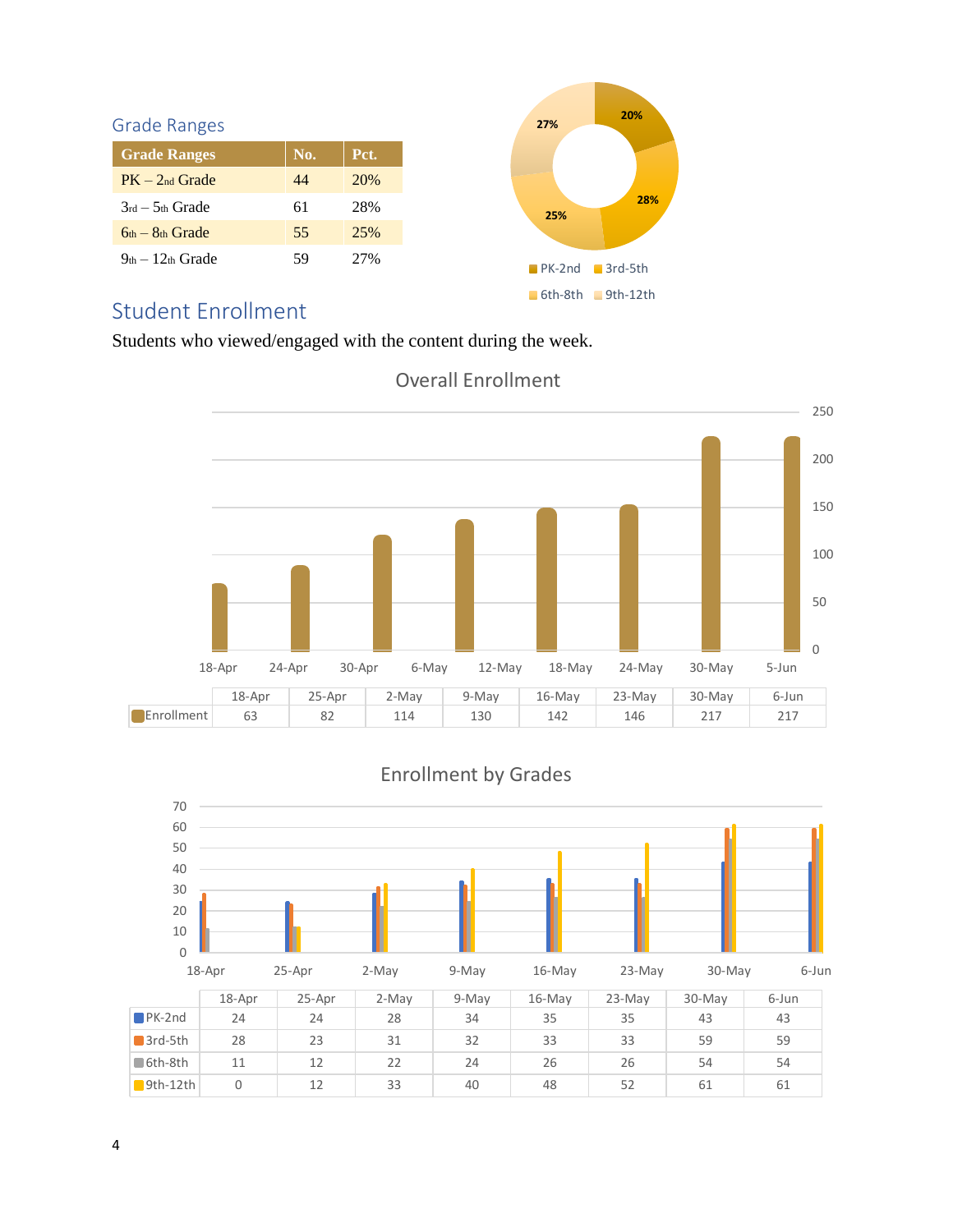## Grade Ranges

| Grade Ranges | No. | Pct. |
|---|---|---|
| PK – 2nd Grade | 44 | 20% |
| 3rd – 5th Grade | 61 | 28% |
| 6th – 8th Grade | 55 | 25% |
| 9th – 12th Grade | 59 | 27% |

## Student Enrollment

Students who viewed/engaged with the content during the week.

**Overall Enrollment**

| | 18-Apr | 25-Apr | 2-May | 9-May | 16-May | 23-May | 30-May | 6-Jun |
|---|---|---|---|---|---|---|---|---|
| Enrollment | 63 | 82 | 114 | 130 | 142 | 146 | 217 | 217 |

**Enrollment by Grades**

| | 18-Apr | 25-Apr | 2-May | 9-May | 16-May | 23-May | 30-May | 6-Jun |
|---|---|---|---|---|---|---|---|---|
| PK-2nd | 24 | 24 | 28 | 34 | 35 | 35 | 43 | 43 |
| 3rd-5th | 28 | 23 | 31 | 32 | 33 | 33 | 59 | 59 |
| 6th-8th | 11 | 12 | 22 | 24 | 26 | 26 | 54 | 54 |
| 9th-12th | 0 | 12 | 33 | 40 | 48 | 52 | 61 | 61 |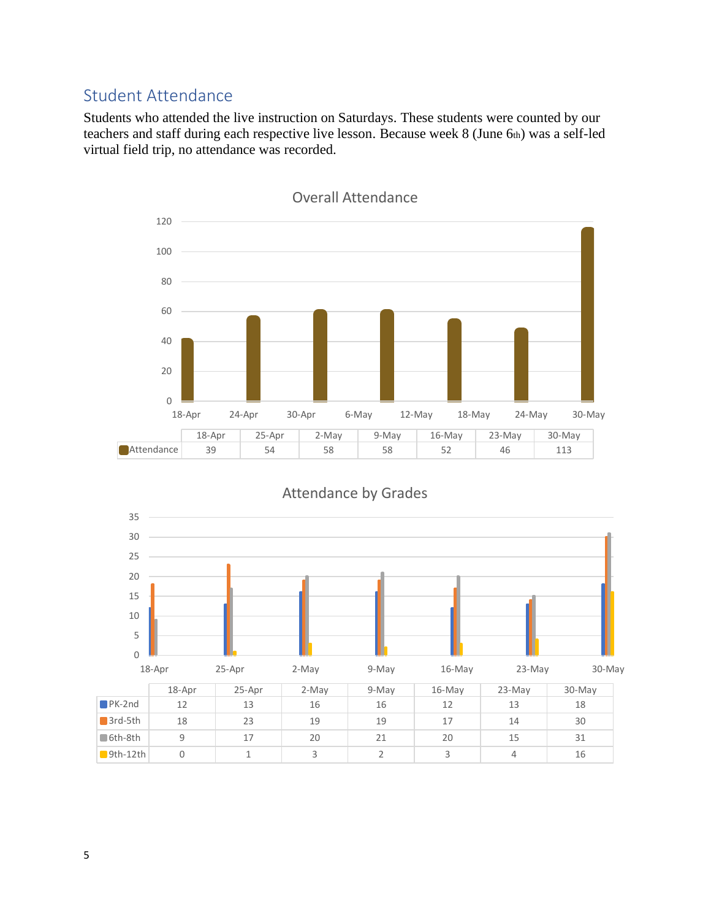## Student Attendance

Students who attended the live instruction on Saturdays. These students were counted by our teachers and staff during each respective live lesson. Because week 8 (June 6th) was a self-led virtual field trip, no attendance was recorded.

**Overall Attendance**

| | 18-Apr | 25-Apr | 2-May | 9-May | 16-May | 23-May | 30-May |
|---|---|---|---|---|---|---|---|
| Attendance | 39 | 54 | 58 | 58 | 52 | 46 | 113 |

**Attendance by Grades**

| | 18-Apr | 25-Apr | 2-May | 9-May | 16-May | 23-May | 30-May |
|---|---|---|---|---|---|---|---|
| PK-2nd | 12 | 13 | 16 | 16 | 12 | 13 | 18 |
| 3rd-5th | 18 | 23 | 19 | 19 | 17 | 14 | 30 |
| 6th-8th | 9 | 17 | 20 | 21 | 20 | 15 | 31 |
| 9th-12th | 0 | 1 | 3 | 2 | 3 | 4 | 16 |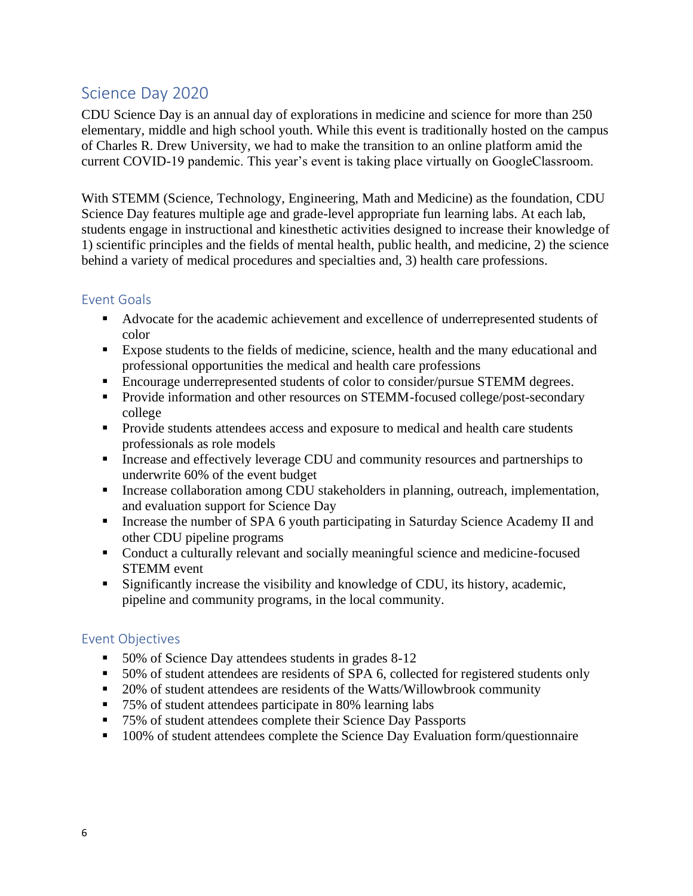## Science Day 2020

CDU Science Day is an annual day of explorations in medicine and science for more than 250 elementary, middle and high school youth. While this event is traditionally hosted on the campus of Charles R. Drew University, we had to make the transition to an online platform amid the current COVID-19 pandemic. This year's event is taking place virtually on GoogleClassroom.

With STEMM (Science, Technology, Engineering, Math and Medicine) as the foundation, CDU Science Day features multiple age and grade-level appropriate fun learning labs. At each lab, students engage in instructional and kinesthetic activities designed to increase their knowledge of 1) scientific principles and the fields of mental health, public health, and medicine, 2) the science behind a variety of medical procedures and specialties and, 3) health care professions.

### Event Goals

- Advocate for the academic achievement and excellence of underrepresented students of color
- Expose students to the fields of medicine, science, health and the many educational and professional opportunities the medical and health care professions
- Encourage underrepresented students of color to consider/pursue STEMM degrees.
- Provide information and other resources on STEMM-focused college/post-secondary college
- Provide students attendees access and exposure to medical and health care students professionals as role models
- Increase and effectively leverage CDU and community resources and partnerships to underwrite 60% of the event budget
- Increase collaboration among CDU stakeholders in planning, outreach, implementation, and evaluation support for Science Day
- Increase the number of SPA 6 youth participating in Saturday Science Academy II and other CDU pipeline programs
- Conduct a culturally relevant and socially meaningful science and medicine-focused STEMM event
- Significantly increase the visibility and knowledge of CDU, its history, academic, pipeline and community programs, in the local community.

### Event Objectives

- 50% of Science Day attendees students in grades 8-12
- 50% of student attendees are residents of SPA 6, collected for registered students only
- 20% of student attendees are residents of the Watts/Willowbrook community
- 75% of student attendees participate in 80% learning labs
- 75% of student attendees complete their Science Day Passports
- 100% of student attendees complete the Science Day Evaluation form/questionnaire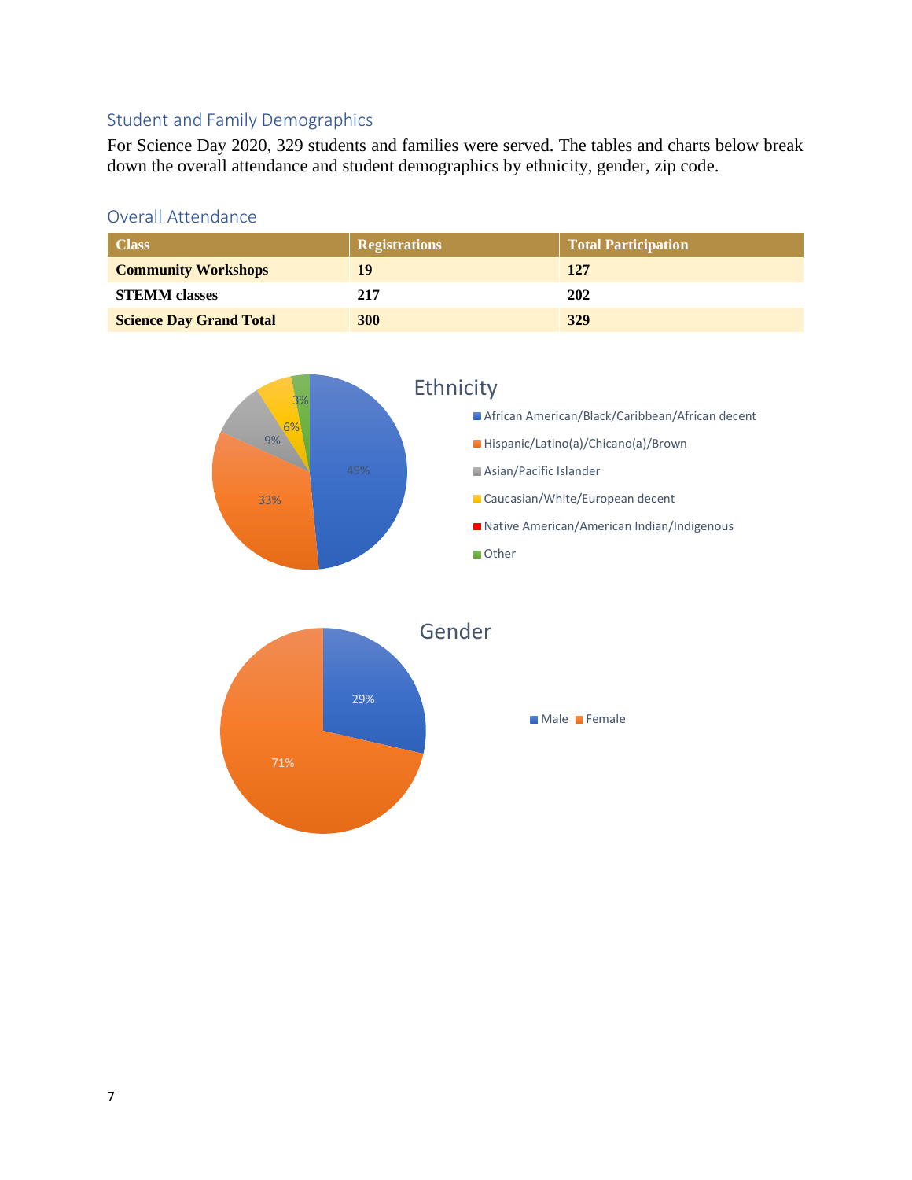## Student and Family Demographics

For Science Day 2020, 329 students and families were served. The tables and charts below break down the overall attendance and student demographics by ethnicity, gender, zip code.

## Overall Attendance

| Class | Registrations | Total Participation |
|---|---|---|
| **Community Workshops** | **19** | **127** |
| **STEMM classes** | **217** | **202** |
| **Science Day Grand Total** | **300** | **329** |

**Ethnicity**

| Ethnicity | Percentage |
|---|---|
| African American/Black/Caribbean/African decent | 49% |
| Hispanic/Latino(a)/Chicano(a)/Brown | 33% |
| Asian/Pacific Islander | 9% |
| Caucasian/White/European decent | 6% |
| Native American/American Indian/Indigenous | |
| Other | 3% |

**Gender**

| Gender | Percentage |
|---|---|
| Male | 29% |
| Female | 71% |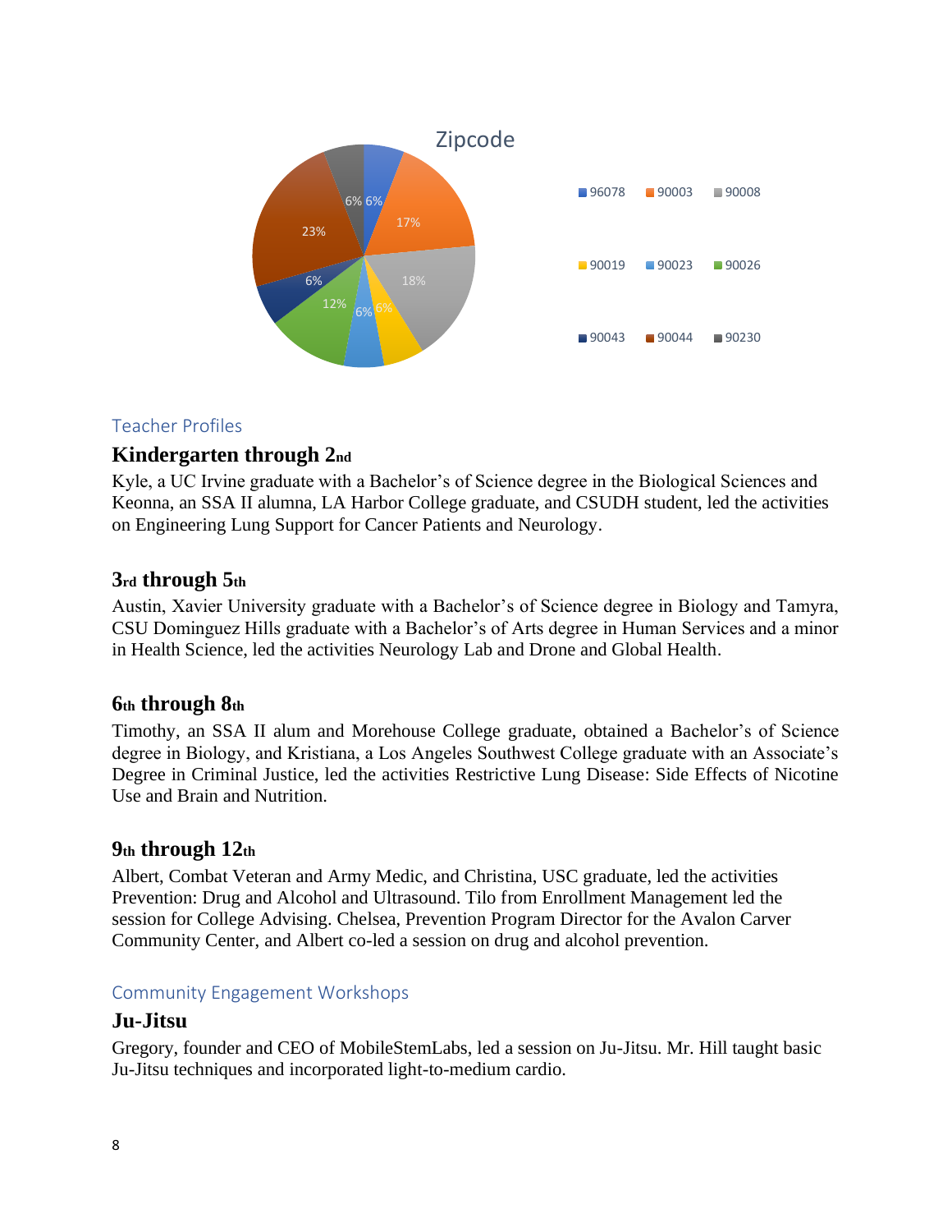**Zipcode**

| Zipcode | Percentage |
|---|---|
| 96078 | 6% |
| 90003 | 17% |
| 90008 | 18% |
| 90019 | 6% |
| 90023 | 6% |
| 90026 | 12% |
| 90043 | 6% |
| 90044 | 23% |
| 90230 | 6% |

## Teacher Profiles

### Kindergarten through 2nd

Kyle, a UC Irvine graduate with a Bachelor's of Science degree in the Biological Sciences and Keonna, an SSA II alumna, LA Harbor College graduate, and CSUDH student, led the activities on Engineering Lung Support for Cancer Patients and Neurology.

### 3rd through 5th

Austin, Xavier University graduate with a Bachelor's of Science degree in Biology and Tamyra, CSU Dominguez Hills graduate with a Bachelor's of Arts degree in Human Services and a minor in Health Science, led the activities Neurology Lab and Drone and Global Health.

### 6th through 8th

Timothy, an SSA II alum and Morehouse College graduate, obtained a Bachelor's of Science degree in Biology, and Kristiana, a Los Angeles Southwest College graduate with an Associate's Degree in Criminal Justice, led the activities Restrictive Lung Disease: Side Effects of Nicotine Use and Brain and Nutrition.

### 9th through 12th

Albert, Combat Veteran and Army Medic, and Christina, USC graduate, led the activities Prevention: Drug and Alcohol and Ultrasound. Tilo from Enrollment Management led the session for College Advising. Chelsea, Prevention Program Director for the Avalon Carver Community Center, and Albert co-led a session on drug and alcohol prevention.

## Community Engagement Workshops

### Ju-Jitsu

Gregory, founder and CEO of MobileStemLabs, led a session on Ju-Jitsu. Mr. Hill taught basic Ju-Jitsu techniques and incorporated light-to-medium cardio.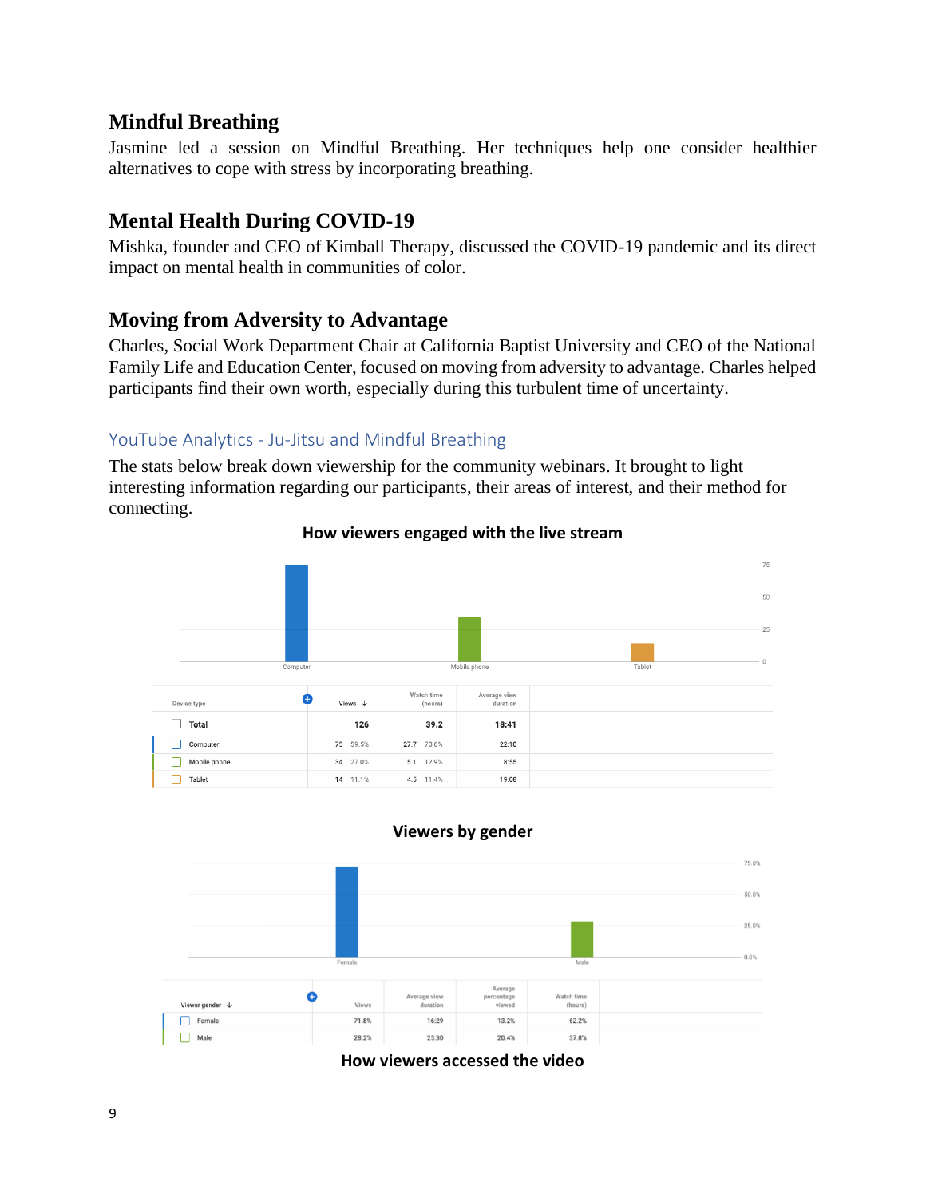### Mindful Breathing

Jasmine led a session on Mindful Breathing. Her techniques help one consider healthier alternatives to cope with stress by incorporating breathing.

### Mental Health During COVID-19

Mishka, founder and CEO of Kimball Therapy, discussed the COVID-19 pandemic and its direct impact on mental health in communities of color.

### Moving from Adversity to Advantage

Charles, Social Work Department Chair at California Baptist University and CEO of the National Family Life and Education Center, focused on moving from adversity to advantage. Charles helped participants find their own worth, especially during this turbulent time of uncertainty.

## YouTube Analytics - Ju-Jitsu and Mindful Breathing

The stats below break down viewership for the community webinars. It brought to light interesting information regarding our participants, their areas of interest, and their method for connecting.

**How viewers engaged with the live stream**

| Device type | Views | Watch time (hours) | Average view duration |
|---|---|---|---|
| **Total** | **126** | **39.2** | **18:41** |
| Computer | 75 59.5% | 27.7 70.6% | 22:10 |
| Mobile phone | 34 27.0% | 5.1 12.9% | 8:55 |
| Tablet | 14 11.1% | 4.5 11.4% | 19:08 |

**Viewers by gender**

| Viewer gender | Views | Average view duration | Average percentage viewed | Watch time (hours) |
|---|---|---|---|---|
| Female | 71.8% | 16:29 | 13.2% | 62.2% |
| Male | 28.2% | 25:30 | 20.4% | 37.8% |

**How viewers accessed the video**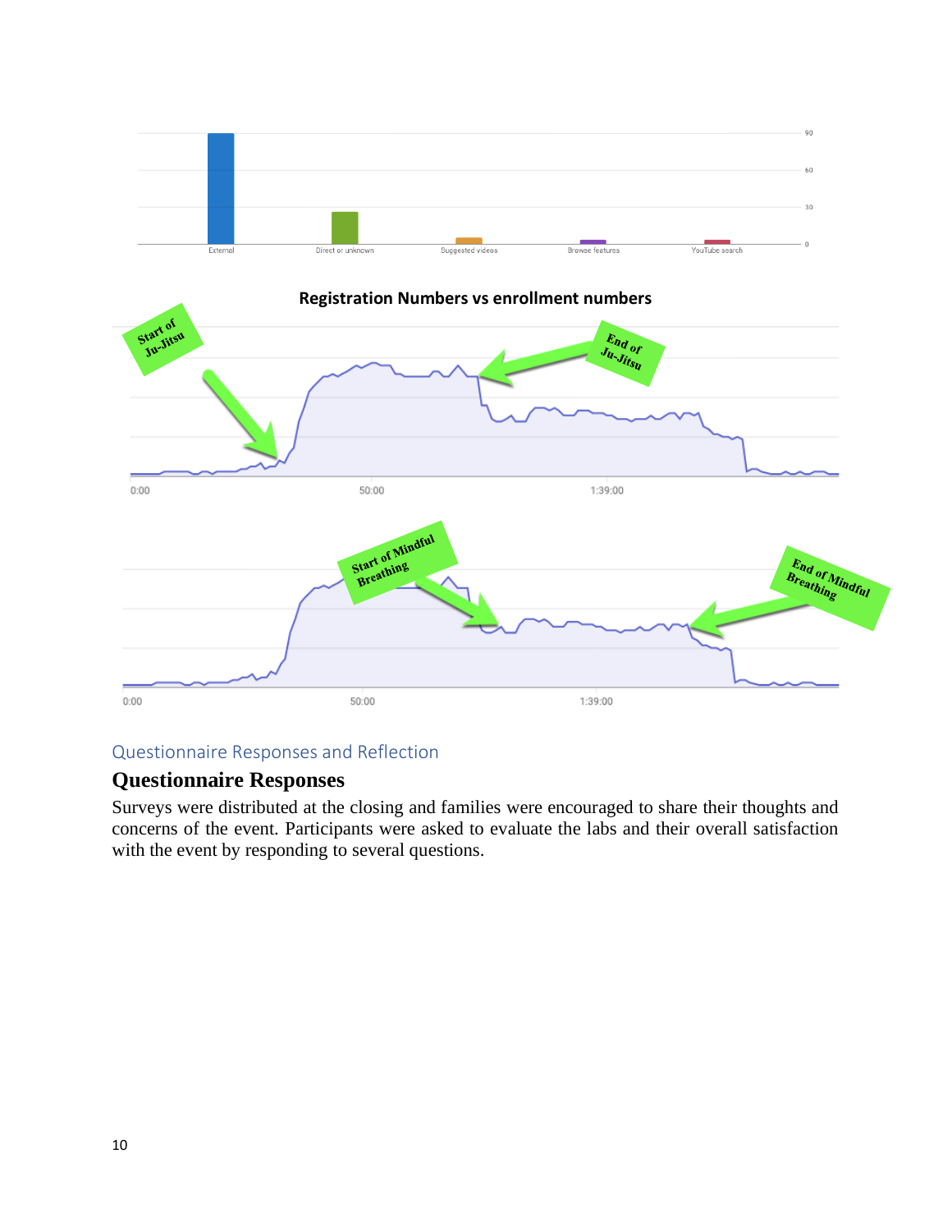**Registration Numbers vs enrollment numbers**

Questionnaire Responses and Reflection

## Questionnaire Responses

Surveys were distributed at the closing and families were encouraged to share their thoughts and concerns of the event. Participants were asked to evaluate the labs and their overall satisfaction with the event by responding to several questions.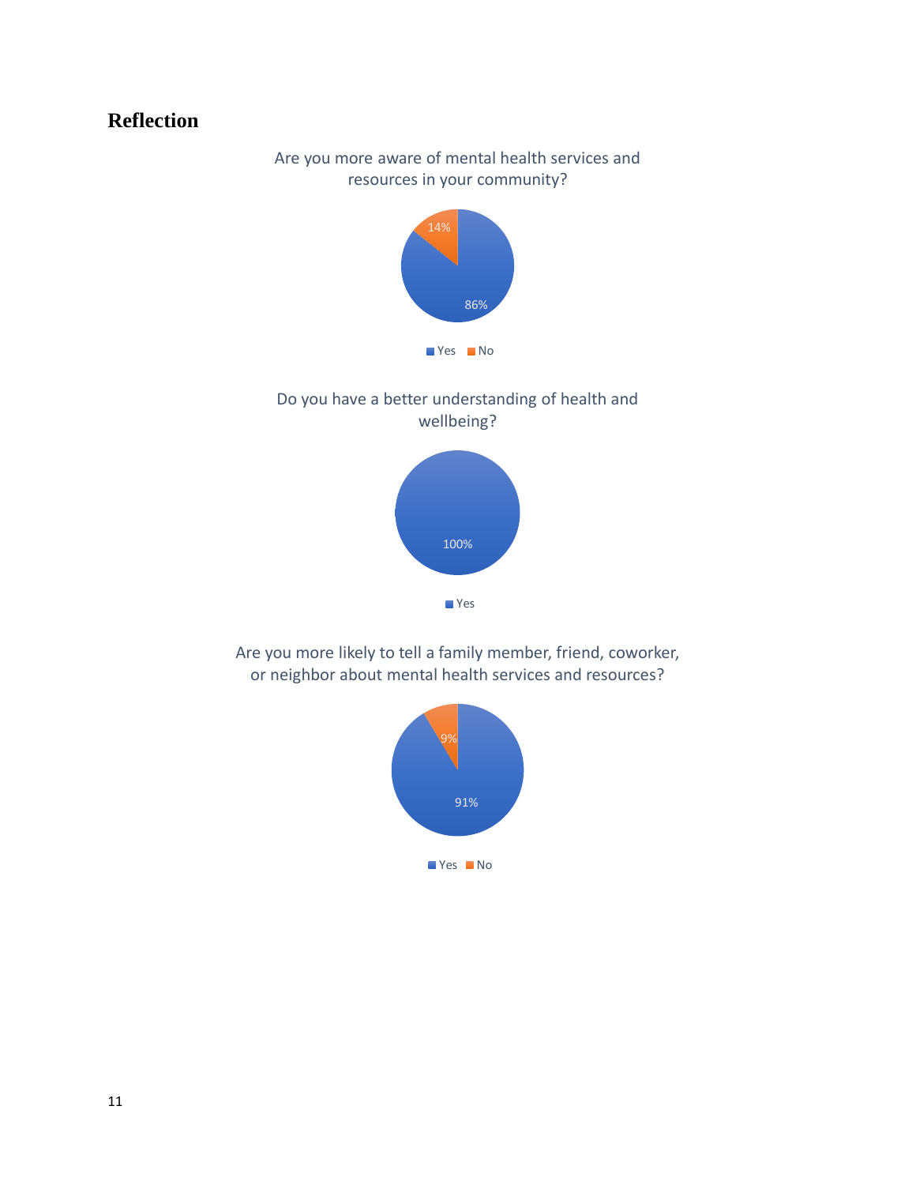## Reflection

Are you more aware of mental health services and resources in your community?

14%

86%

Yes No

Do you have a better understanding of health and wellbeing?

100%

Yes

Are you more likely to tell a family member, friend, coworker, or neighbor about mental health services and resources?

9%

91%

Yes No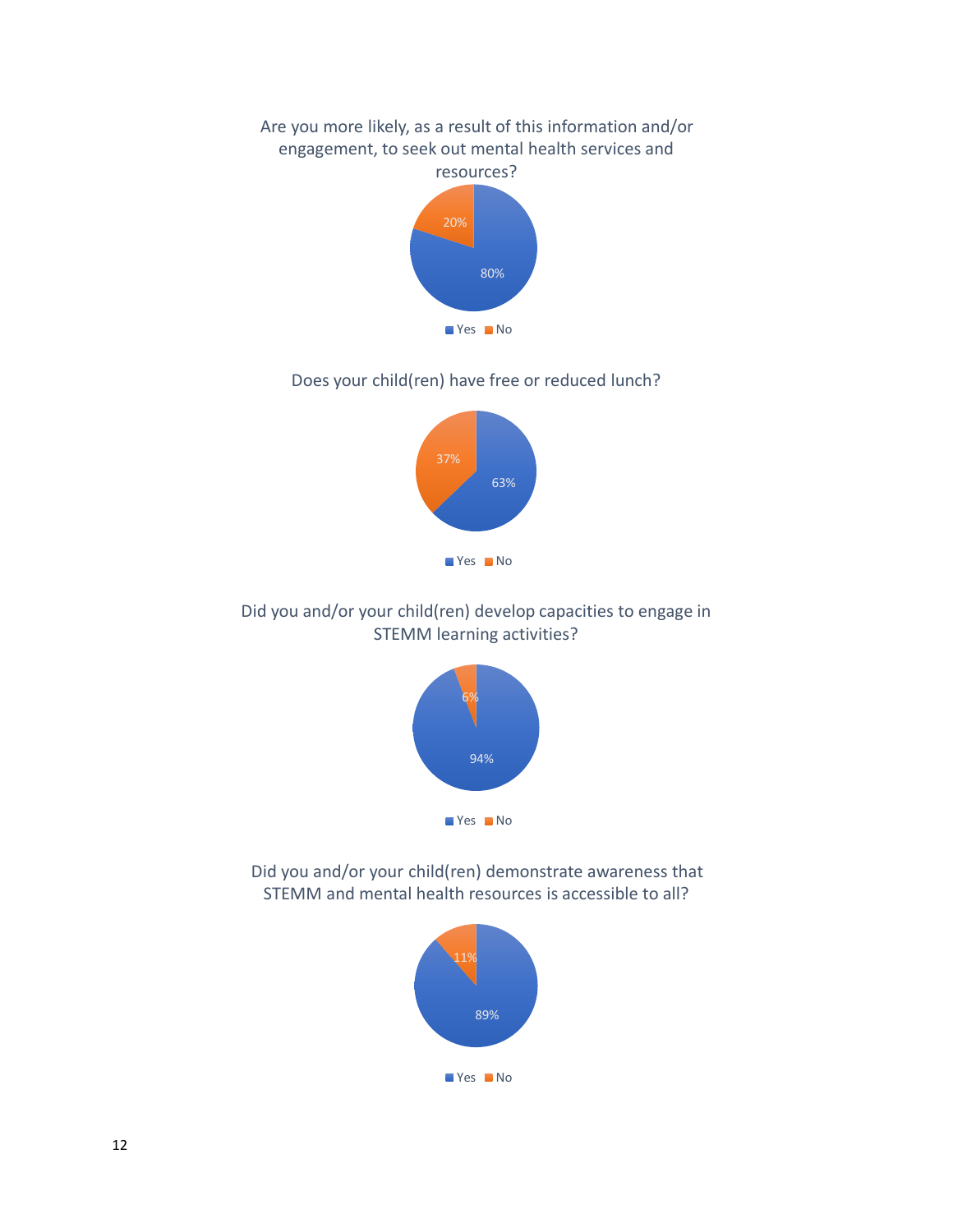Are you more likely, as a result of this information and/or engagement, to seek out mental health services and resources?

| Response | Percentage |
| --- | --- |
| Yes | 80% |
| No | 20% |

Does your child(ren) have free or reduced lunch?

| Response | Percentage |
| --- | --- |
| Yes | 63% |
| No | 37% |

Did you and/or your child(ren) develop capacities to engage in STEMM learning activities?

| Response | Percentage |
| --- | --- |
| Yes | 94% |
| No | 6% |

Did you and/or your child(ren) demonstrate awareness that STEMM and mental health resources is accessible to all?

| Response | Percentage |
| --- | --- |
| Yes | 89% |
| No | 11% |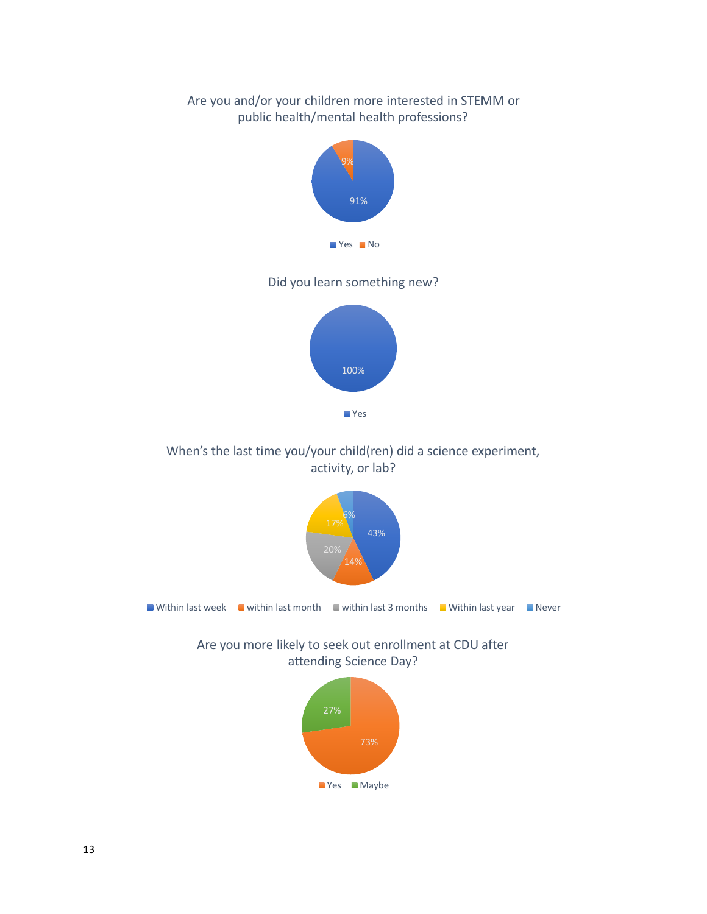Are you and/or your children more interested in STEMM or public health/mental health professions?

| Response | Percentage |
| --- | --- |
| Yes | 91% |
| No | 9% |

Did you learn something new?

| Response | Percentage |
| --- | --- |
| Yes | 100% |

When's the last time you/your child(ren) did a science experiment, activity, or lab?

| Response | Percentage |
| --- | --- |
| Within last week | 43% |
| within last month | 14% |
| within last 3 months | 20% |
| Within last year | 17% |
| Never | 6% |

Are you more likely to seek out enrollment at CDU after attending Science Day?

| Response | Percentage |
| --- | --- |
| Yes | 73% |
| Maybe | 27% |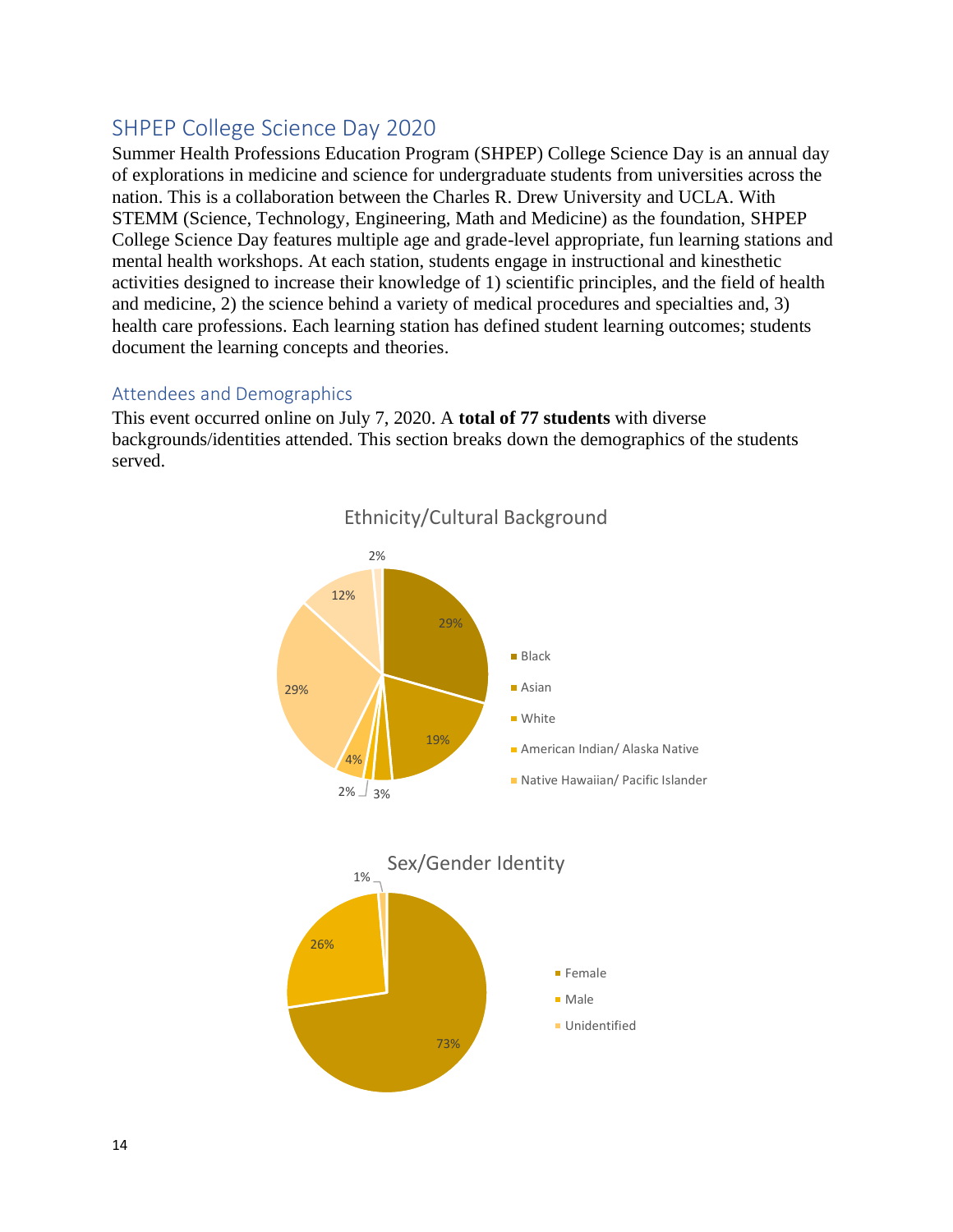## SHPEP College Science Day 2020

Summer Health Professions Education Program (SHPEP) College Science Day is an annual day of explorations in medicine and science for undergraduate students from universities across the nation. This is a collaboration between the Charles R. Drew University and UCLA. With STEMM (Science, Technology, Engineering, Math and Medicine) as the foundation, SHPEP College Science Day features multiple age and grade-level appropriate, fun learning stations and mental health workshops. At each station, students engage in instructional and kinesthetic activities designed to increase their knowledge of 1) scientific principles, and the field of health and medicine, 2) the science behind a variety of medical procedures and specialties and, 3) health care professions. Each learning station has defined student learning outcomes; students document the learning concepts and theories.

### Attendees and Demographics

This event occurred online on July 7, 2020. A **total of 77 students** with diverse backgrounds/identities attended. This section breaks down the demographics of the students served.

**Ethnicity/Cultural Background**

- Black
- Asian
- White
- American Indian/ Alaska Native
- Native Hawaiian/ Pacific Islander

29%, 19%, 3%, 2%, 4%, 29%, 12%, 2%

**Sex/Gender Identity**

- Female: 73%
- Male: 26%
- Unidentified: 1%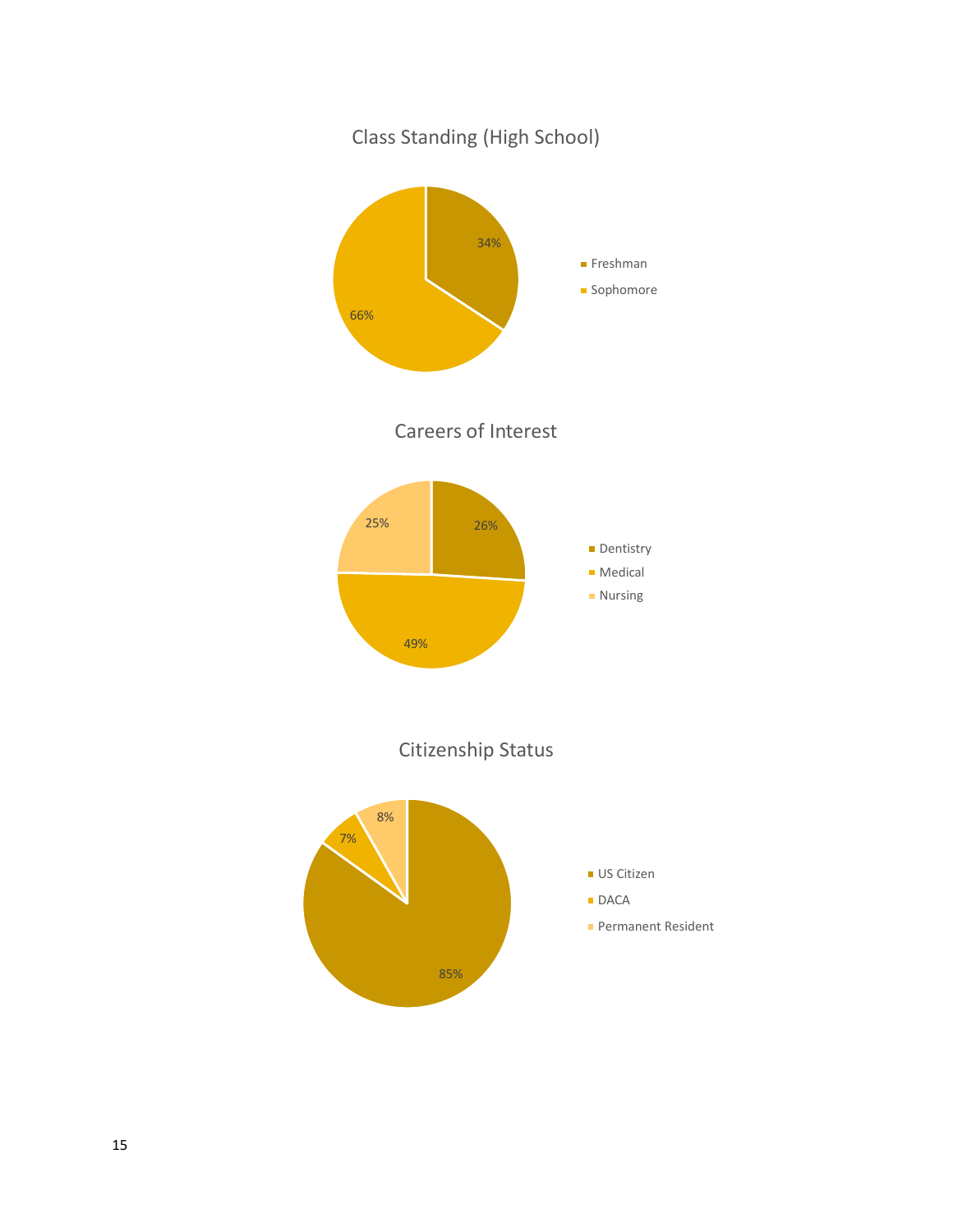## Class Standing (High School)

| Category | Percentage |
| --- | --- |
| Freshman | 34% |
| Sophomore | 66% |

## Careers of Interest

| Category | Percentage |
| --- | --- |
| Dentistry | 26% |
| Medical | 49% |
| Nursing | 25% |

## Citizenship Status

| Category | Percentage |
| --- | --- |
| US Citizen | 85% |
| DACA | 7% |
| Permanent Resident | 8% |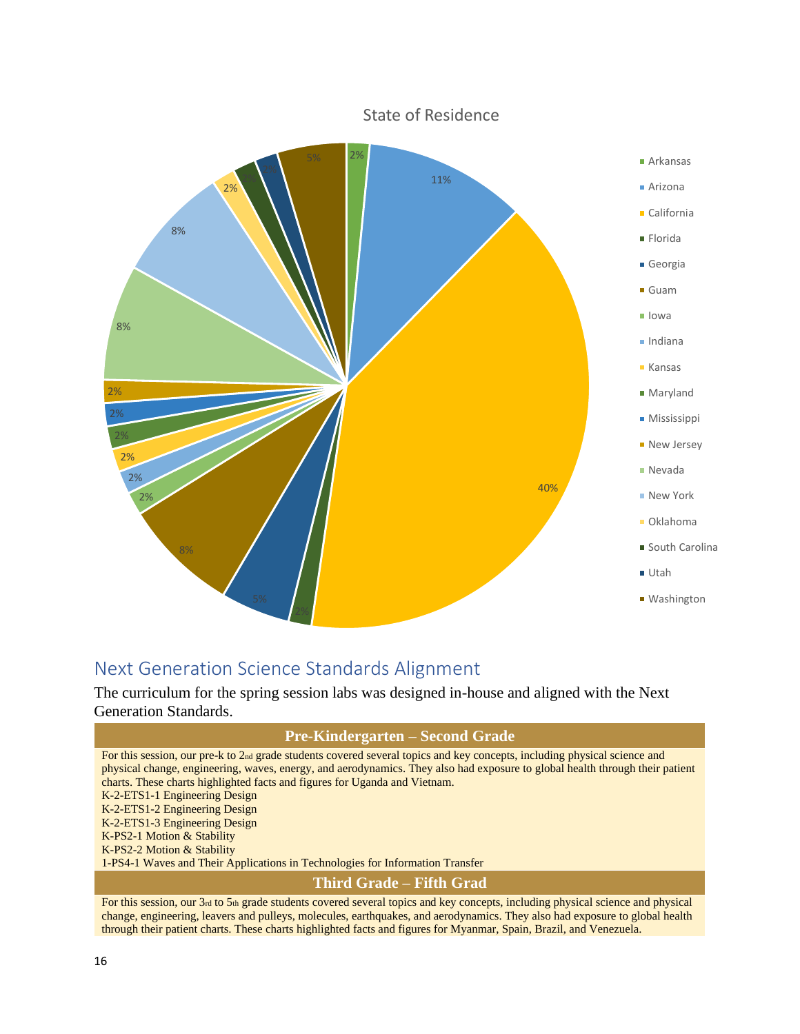State of Residence

| State | Percentage |
|---|---|
| Arkansas | 2% |
| Arizona | 11% |
| California | 40% |
| Florida | 2% |
| Georgia | 5% |
| Guam | 8% |
| Iowa | 2% |
| Indiana | 2% |
| Kansas | 2% |
| Maryland | 2% |
| Mississippi | 2% |
| New Jersey | 2% |
| Nevada | 8% |
| New York | 8% |
| Oklahoma | 2% |
| South Carolina | 2% |
| Utah | 2% |
| Washington | 5% |

## Next Generation Science Standards Alignment

The curriculum for the spring session labs was designed in-house and aligned with the Next Generation Standards.

### Pre-Kindergarten – Second Grade

For this session, our pre-k to 2nd grade students covered several topics and key concepts, including physical science and physical change, engineering, waves, energy, and aerodynamics. They also had exposure to global health through their patient charts. These charts highlighted facts and figures for Uganda and Vietnam.

K-2-ETS1-1 Engineering Design
K-2-ETS1-2 Engineering Design
K-2-ETS1-3 Engineering Design
K-PS2-1 Motion & Stability
K-PS2-2 Motion & Stability
1-PS4-1 Waves and Their Applications in Technologies for Information Transfer

### Third Grade – Fifth Grad

For this session, our 3rd to 5th grade students covered several topics and key concepts, including physical science and physical change, engineering, leavers and pulleys, molecules, earthquakes, and aerodynamics. They also had exposure to global health through their patient charts. These charts highlighted facts and figures for Myanmar, Spain, Brazil, and Venezuela.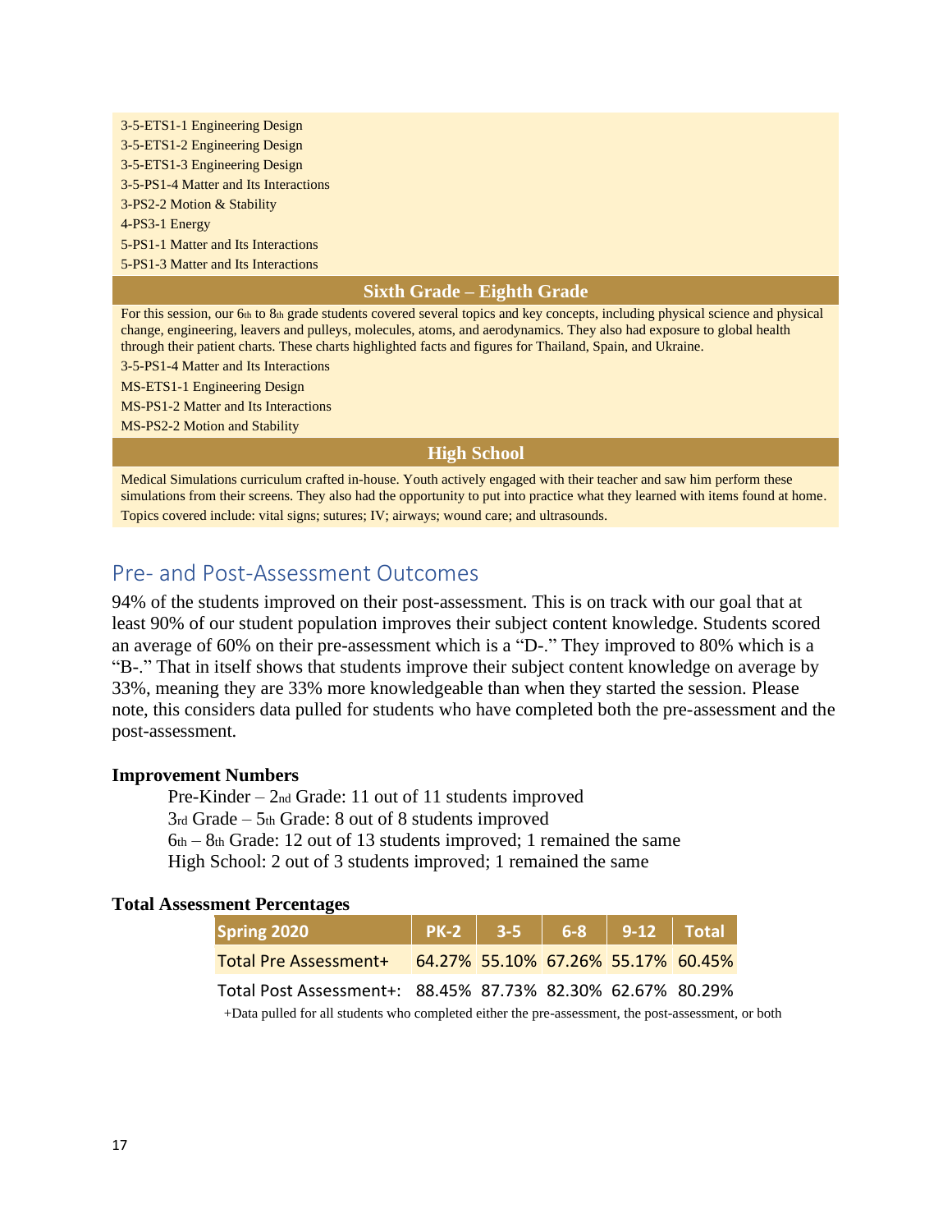3-5-ETS1-1 Engineering Design
3-5-ETS1-2 Engineering Design
3-5-ETS1-3 Engineering Design
3-5-PS1-4 Matter and Its Interactions
3-PS2-2 Motion & Stability
4-PS3-1 Energy
5-PS1-1 Matter and Its Interactions
5-PS1-3 Matter and Its Interactions

### Sixth Grade – Eighth Grade

For this session, our 6th to 8th grade students covered several topics and key concepts, including physical science and physical change, engineering, leavers and pulleys, molecules, atoms, and aerodynamics. They also had exposure to global health through their patient charts. These charts highlighted facts and figures for Thailand, Spain, and Ukraine.

3-5-PS1-4 Matter and Its Interactions
MS-ETS1-1 Engineering Design
MS-PS1-2 Matter and Its Interactions
MS-PS2-2 Motion and Stability

### High School

Medical Simulations curriculum crafted in-house. Youth actively engaged with their teacher and saw him perform these simulations from their screens. They also had the opportunity to put into practice what they learned with items found at home. Topics covered include: vital signs; sutures; IV; airways; wound care; and ultrasounds.

## Pre- and Post-Assessment Outcomes

94% of the students improved on their post-assessment. This is on track with our goal that at least 90% of our student population improves their subject content knowledge. Students scored an average of 60% on their pre-assessment which is a "D-." They improved to 80% which is a "B-." That in itself shows that students improve their subject content knowledge on average by 33%, meaning they are 33% more knowledgeable than when they started the session. Please note, this considers data pulled for students who have completed both the pre-assessment and the post-assessment.

**Improvement Numbers**

Pre-Kinder – 2nd Grade: 11 out of 11 students improved
3rd Grade – 5th Grade: 8 out of 8 students improved
6th – 8th Grade: 12 out of 13 students improved; 1 remained the same
High School: 2 out of 3 students improved; 1 remained the same

**Total Assessment Percentages**

| Spring 2020 | PK-2 | 3-5 | 6-8 | 9-12 | Total |
|---|---|---|---|---|---|
| Total Pre Assessment+ | 64.27% | 55.10% | 67.26% | 55.17% | 60.45% |
| Total Post Assessment+: | 88.45% | 87.73% | 82.30% | 62.67% | 80.29% |

+Data pulled for all students who completed either the pre-assessment, the post-assessment, or both